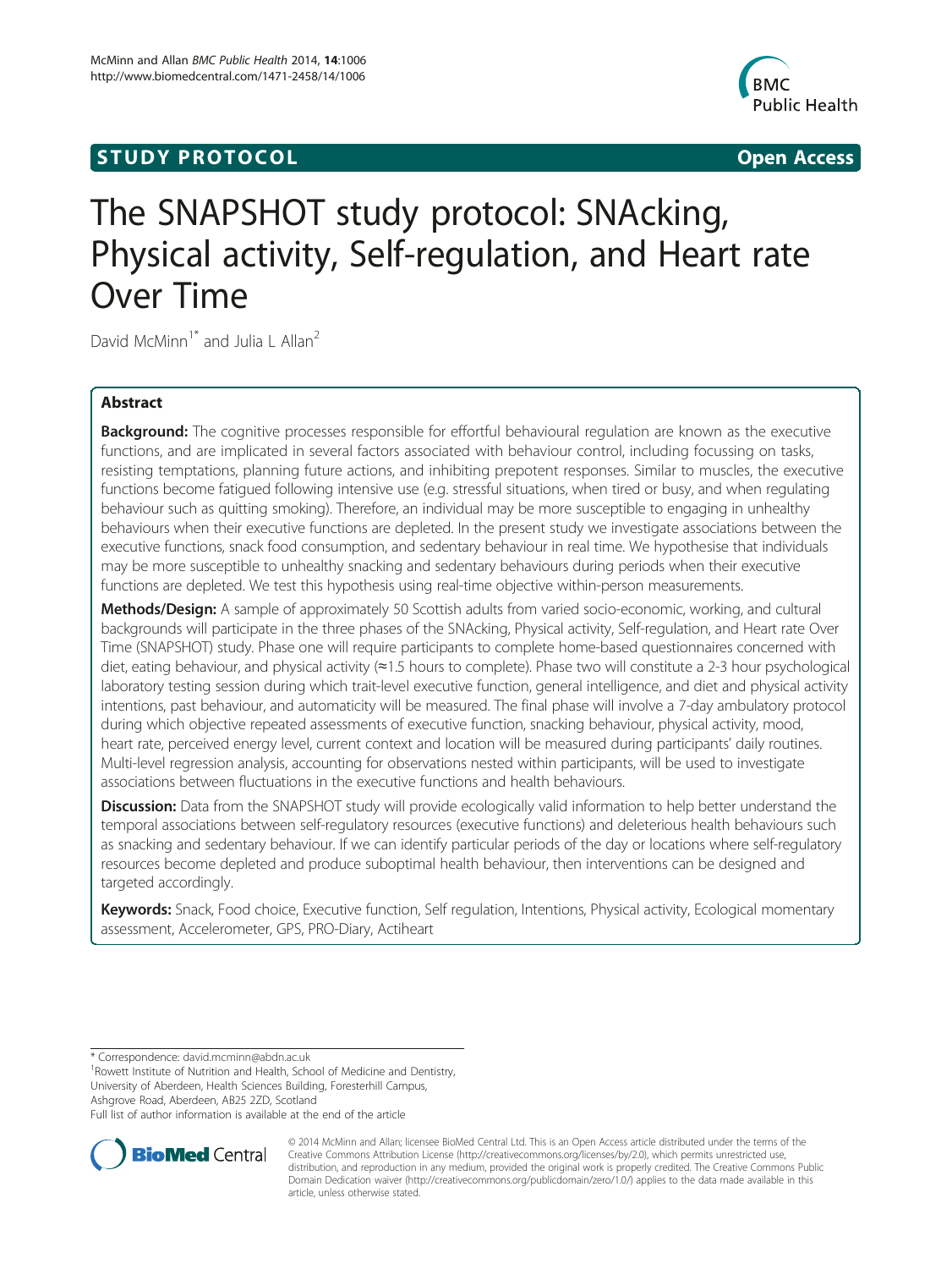STUDY PROTOCOL Open Access

# The SNAPSHOT study protocol: SNAcking, Physical activity, Self-regulation, and Heart rate Over Time

David McMinn[1*] and Julia L Allan[2]

## Abstract

**Background:** The cognitive processes responsible for effortful behavioural regulation are known as the executive functions, and are implicated in several factors associated with behaviour control, including focussing on tasks, resisting temptations, planning future actions, and inhibiting prepotent responses. Similar to muscles, the executive functions become fatigued following intensive use (e.g. stressful situations, when tired or busy, and when regulating behaviour such as quitting smoking). Therefore, an individual may be more susceptible to engaging in unhealthy behaviours when their executive functions are depleted. In the present study we investigate associations between the executive functions, snack food consumption, and sedentary behaviour in real time. We hypothesise that individuals may be more susceptible to unhealthy snacking and sedentary behaviours during periods when their executive functions are depleted. We test this hypothesis using real-time objective within-person measurements.

**Methods/Design:** A sample of approximately 50 Scottish adults from varied socio-economic, working, and cultural backgrounds will participate in the three phases of the SNAcking, Physical activity, Self-regulation, and Heart rate Over Time (SNAPSHOT) study. Phase one will require participants to complete home-based questionnaires concerned with diet, eating behaviour, and physical activity (≈1.5 hours to complete). Phase two will constitute a 2-3 hour psychological laboratory testing session during which trait-level executive function, general intelligence, and diet and physical activity intentions, past behaviour, and automaticity will be measured. The final phase will involve a 7-day ambulatory protocol during which objective repeated assessments of executive function, snacking behaviour, physical activity, mood, heart rate, perceived energy level, current context and location will be measured during participants' daily routines. Multi-level regression analysis, accounting for observations nested within participants, will be used to investigate associations between fluctuations in the executive functions and health behaviours.

**Discussion:** Data from the SNAPSHOT study will provide ecologically valid information to help better understand the temporal associations between self-regulatory resources (executive functions) and deleterious health behaviours such as snacking and sedentary behaviour. If we can identify particular periods of the day or locations where self-regulatory resources become depleted and produce suboptimal health behaviour, then interventions can be designed and targeted accordingly.

**Keywords:** Snack, Food choice, Executive function, Self regulation, Intentions, Physical activity, Ecological momentary assessment, Accelerometer, GPS, PRO-Diary, Actiheart

\* Correspondence: david.mcminn@abdn.ac.uk
[1]Rowett Institute of Nutrition and Health, School of Medicine and Dentistry, University of Aberdeen, Health Sciences Building, Foresterhill Campus, Ashgrove Road, Aberdeen, AB25 2ZD, Scotland
Full list of author information is available at the end of the article

© 2014 McMinn and Allan; licensee BioMed Central Ltd. This is an Open Access article distributed under the terms of the Creative Commons Attribution License (http://creativecommons.org/licenses/by/2.0), which permits unrestricted use, distribution, and reproduction in any medium, provided the original work is properly credited. The Creative Commons Public Domain Dedication waiver (http://creativecommons.org/publicdomain/zero/1.0/) applies to the data made available in this article, unless otherwise stated.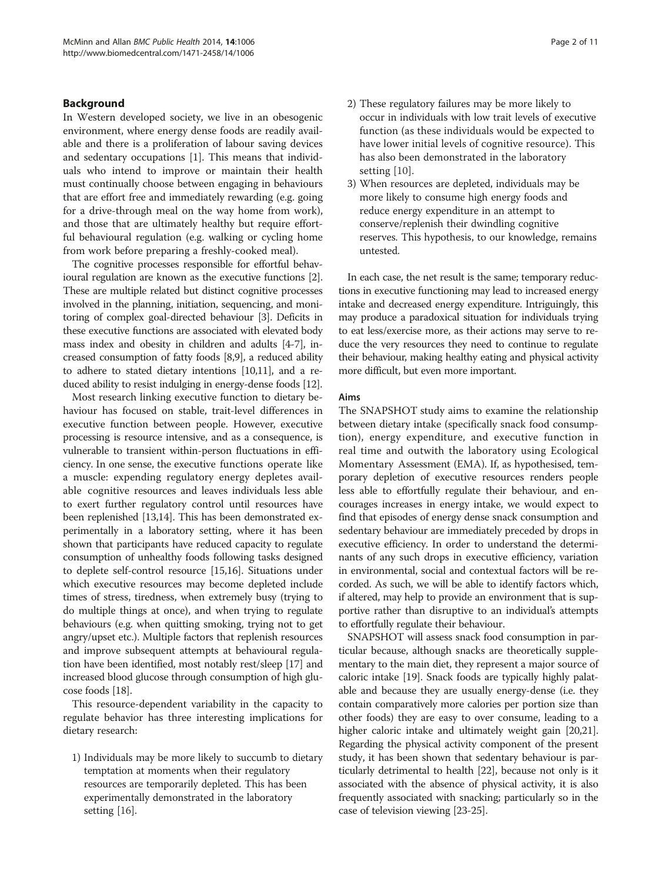## Background

In Western developed society, we live in an obesogenic environment, where energy dense foods are readily available and there is a proliferation of labour saving devices and sedentary occupations [1]. This means that individuals who intend to improve or maintain their health must continually choose between engaging in behaviours that are effort free and immediately rewarding (e.g. going for a drive-through meal on the way home from work), and those that are ultimately healthy but require effortful behavioural regulation (e.g. walking or cycling home from work before preparing a freshly-cooked meal).

The cognitive processes responsible for effortful behavioural regulation are known as the executive functions [2]. These are multiple related but distinct cognitive processes involved in the planning, initiation, sequencing, and monitoring of complex goal-directed behaviour [3]. Deficits in these executive functions are associated with elevated body mass index and obesity in children and adults [4-7], increased consumption of fatty foods [8,9], a reduced ability to adhere to stated dietary intentions [10,11], and a reduced ability to resist indulging in energy-dense foods [12].

Most research linking executive function to dietary behaviour has focused on stable, trait-level differences in executive function between people. However, executive processing is resource intensive, and as a consequence, is vulnerable to transient within-person fluctuations in efficiency. In one sense, the executive functions operate like a muscle: expending regulatory energy depletes available cognitive resources and leaves individuals less able to exert further regulatory control until resources have been replenished [13,14]. This has been demonstrated experimentally in a laboratory setting, where it has been shown that participants have reduced capacity to regulate consumption of unhealthy foods following tasks designed to deplete self-control resource [15,16]. Situations under which executive resources may become depleted include times of stress, tiredness, when extremely busy (trying to do multiple things at once), and when trying to regulate behaviours (e.g. when quitting smoking, trying not to get angry/upset etc.). Multiple factors that replenish resources and improve subsequent attempts at behavioural regulation have been identified, most notably rest/sleep [17] and increased blood glucose through consumption of high glucose foods [18].

This resource-dependent variability in the capacity to regulate behavior has three interesting implications for dietary research:

1) Individuals may be more likely to succumb to dietary temptation at moments when their regulatory resources are temporarily depleted. This has been experimentally demonstrated in the laboratory setting [16].
2) These regulatory failures may be more likely to occur in individuals with low trait levels of executive function (as these individuals would be expected to have lower initial levels of cognitive resource). This has also been demonstrated in the laboratory setting [10].
3) When resources are depleted, individuals may be more likely to consume high energy foods and reduce energy expenditure in an attempt to conserve/replenish their dwindling cognitive reserves. This hypothesis, to our knowledge, remains untested.

In each case, the net result is the same; temporary reductions in executive functioning may lead to increased energy intake and decreased energy expenditure. Intriguingly, this may produce a paradoxical situation for individuals trying to eat less/exercise more, as their actions may serve to reduce the very resources they need to continue to regulate their behaviour, making healthy eating and physical activity more difficult, but even more important.

### Aims

The SNAPSHOT study aims to examine the relationship between dietary intake (specifically snack food consumption), energy expenditure, and executive function in real time and outwith the laboratory using Ecological Momentary Assessment (EMA). If, as hypothesised, temporary depletion of executive resources renders people less able to effortfully regulate their behaviour, and encourages increases in energy intake, we would expect to find that episodes of energy dense snack consumption and sedentary behaviour are immediately preceded by drops in executive efficiency. In order to understand the determinants of any such drops in executive efficiency, variation in environmental, social and contextual factors will be recorded. As such, we will be able to identify factors which, if altered, may help to provide an environment that is supportive rather than disruptive to an individual's attempts to effortfully regulate their behaviour.

SNAPSHOT will assess snack food consumption in particular because, although snacks are theoretically supplementary to the main diet, they represent a major source of caloric intake [19]. Snack foods are typically highly palatable and because they are usually energy-dense (i.e. they contain comparatively more calories per portion size than other foods) they are easy to over consume, leading to a higher caloric intake and ultimately weight gain [20,21]. Regarding the physical activity component of the present study, it has been shown that sedentary behaviour is particularly detrimental to health [22], because not only is it associated with the absence of physical activity, it is also frequently associated with snacking; particularly so in the case of television viewing [23-25].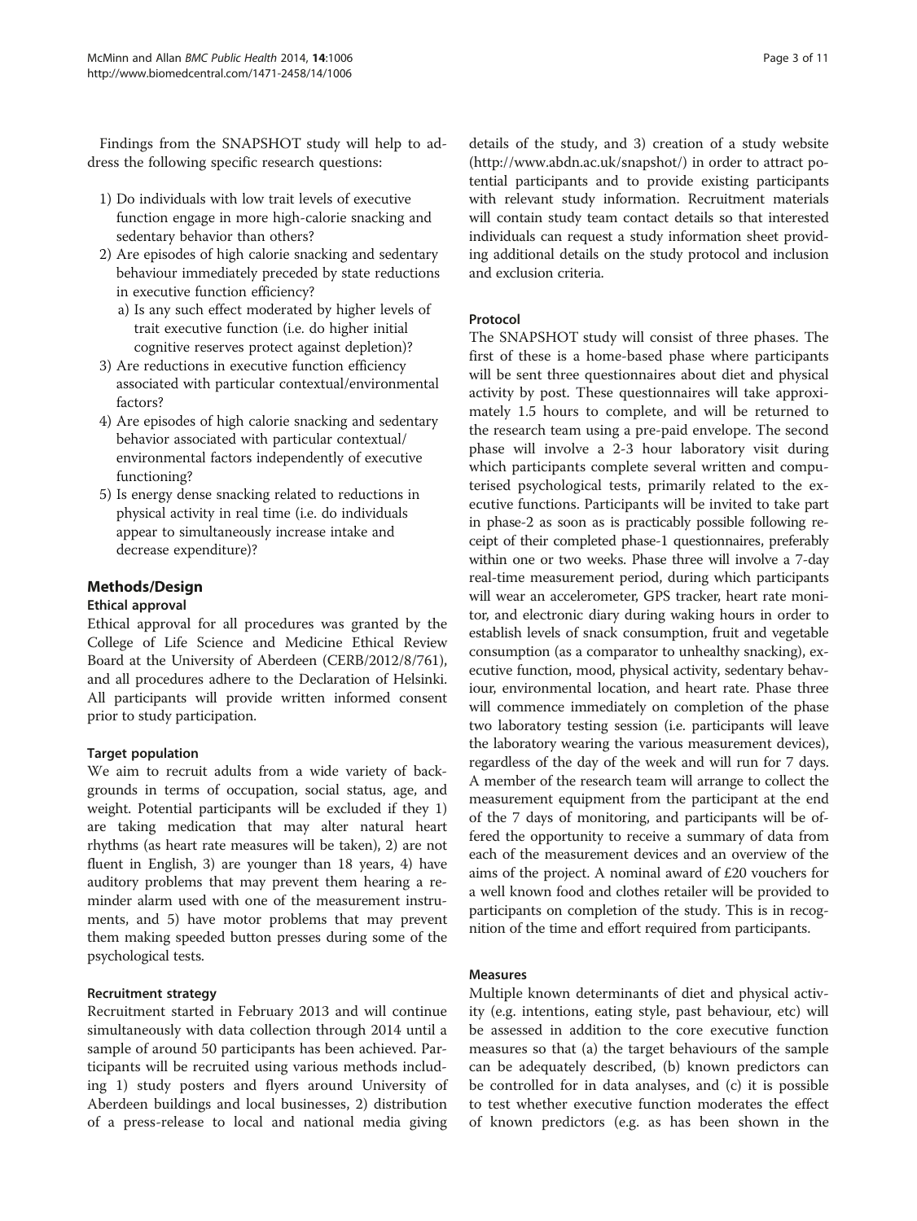Findings from the SNAPSHOT study will help to address the following specific research questions:

1) Do individuals with low trait levels of executive function engage in more high-calorie snacking and sedentary behavior than others?
2) Are episodes of high calorie snacking and sedentary behaviour immediately preceded by state reductions in executive function efficiency?
   a) Is any such effect moderated by higher levels of trait executive function (i.e. do higher initial cognitive reserves protect against depletion)?
3) Are reductions in executive function efficiency associated with particular contextual/environmental factors?
4) Are episodes of high calorie snacking and sedentary behavior associated with particular contextual/environmental factors independently of executive functioning?
5) Is energy dense snacking related to reductions in physical activity in real time (i.e. do individuals appear to simultaneously increase intake and decrease expenditure)?

## Methods/Design

### Ethical approval

Ethical approval for all procedures was granted by the College of Life Science and Medicine Ethical Review Board at the University of Aberdeen (CERB/2012/8/761), and all procedures adhere to the Declaration of Helsinki. All participants will provide written informed consent prior to study participation.

#### Target population

We aim to recruit adults from a wide variety of backgrounds in terms of occupation, social status, age, and weight. Potential participants will be excluded if they 1) are taking medication that may alter natural heart rhythms (as heart rate measures will be taken), 2) are not fluent in English, 3) are younger than 18 years, 4) have auditory problems that may prevent them hearing a reminder alarm used with one of the measurement instruments, and 5) have motor problems that may prevent them making speeded button presses during some of the psychological tests.

#### Recruitment strategy

Recruitment started in February 2013 and will continue simultaneously with data collection through 2014 until a sample of around 50 participants has been achieved. Participants will be recruited using various methods including 1) study posters and flyers around University of Aberdeen buildings and local businesses, 2) distribution of a press-release to local and national media giving details of the study, and 3) creation of a study website (http://www.abdn.ac.uk/snapshot/) in order to attract potential participants and to provide existing participants with relevant study information. Recruitment materials will contain study team contact details so that interested individuals can request a study information sheet providing additional details on the study protocol and inclusion and exclusion criteria.

#### Protocol

The SNAPSHOT study will consist of three phases. The first of these is a home-based phase where participants will be sent three questionnaires about diet and physical activity by post. These questionnaires will take approximately 1.5 hours to complete, and will be returned to the research team using a pre-paid envelope. The second phase will involve a 2-3 hour laboratory visit during which participants complete several written and computerised psychological tests, primarily related to the executive functions. Participants will be invited to take part in phase-2 as soon as is practicably possible following receipt of their completed phase-1 questionnaires, preferably within one or two weeks. Phase three will involve a 7-day real-time measurement period, during which participants will wear an accelerometer, GPS tracker, heart rate monitor, and electronic diary during waking hours in order to establish levels of snack consumption, fruit and vegetable consumption (as a comparator to unhealthy snacking), executive function, mood, physical activity, sedentary behaviour, environmental location, and heart rate. Phase three will commence immediately on completion of the phase two laboratory testing session (i.e. participants will leave the laboratory wearing the various measurement devices), regardless of the day of the week and will run for 7 days. A member of the research team will arrange to collect the measurement equipment from the participant at the end of the 7 days of monitoring, and participants will be offered the opportunity to receive a summary of data from each of the measurement devices and an overview of the aims of the project. A nominal award of £20 vouchers for a well known food and clothes retailer will be provided to participants on completion of the study. This is in recognition of the time and effort required from participants.

#### Measures

Multiple known determinants of diet and physical activity (e.g. intentions, eating style, past behaviour, etc) will be assessed in addition to the core executive function measures so that (a) the target behaviours of the sample can be adequately described, (b) known predictors can be controlled for in data analyses, and (c) it is possible to test whether executive function moderates the effect of known predictors (e.g. as has been shown in the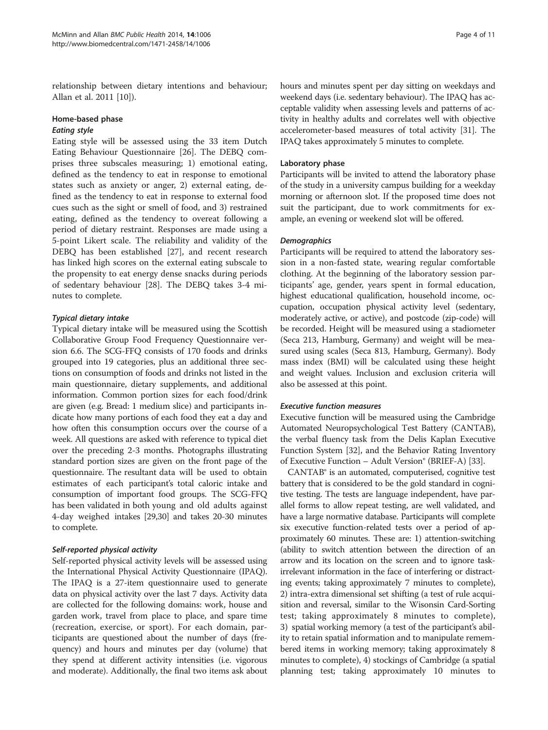relationship between dietary intentions and behaviour; Allan et al. 2011 [10]).

### Home-based phase

#### *Eating style*

Eating style will be assessed using the 33 item Dutch Eating Behaviour Questionnaire [26]. The DEBQ comprises three subscales measuring; 1) emotional eating, defined as the tendency to eat in response to emotional states such as anxiety or anger, 2) external eating, defined as the tendency to eat in response to external food cues such as the sight or smell of food, and 3) restrained eating, defined as the tendency to overeat following a period of dietary restraint. Responses are made using a 5-point Likert scale. The reliability and validity of the DEBQ has been established [27], and recent research has linked high scores on the external eating subscale to the propensity to eat energy dense snacks during periods of sedentary behaviour [28]. The DEBQ takes 3-4 minutes to complete.

#### *Typical dietary intake*

Typical dietary intake will be measured using the Scottish Collaborative Group Food Frequency Questionnaire version 6.6. The SCG-FFQ consists of 170 foods and drinks grouped into 19 categories, plus an additional three sections on consumption of foods and drinks not listed in the main questionnaire, dietary supplements, and additional information. Common portion sizes for each food/drink are given (e.g. Bread: 1 medium slice) and participants indicate how many portions of each food they eat a day and how often this consumption occurs over the course of a week. All questions are asked with reference to typical diet over the preceding 2-3 months. Photographs illustrating standard portion sizes are given on the front page of the questionnaire. The resultant data will be used to obtain estimates of each participant's total caloric intake and consumption of important food groups. The SCG-FFQ has been validated in both young and old adults against 4-day weighed intakes [29,30] and takes 20-30 minutes to complete.

#### *Self-reported physical activity*

Self-reported physical activity levels will be assessed using the International Physical Activity Questionnaire (IPAQ). The IPAQ is a 27-item questionnaire used to generate data on physical activity over the last 7 days. Activity data are collected for the following domains: work, house and garden work, travel from place to place, and spare time (recreation, exercise, or sport). For each domain, participants are questioned about the number of days (frequency) and hours and minutes per day (volume) that they spend at different activity intensities (i.e. vigorous and moderate). Additionally, the final two items ask about hours and minutes spent per day sitting on weekdays and weekend days (i.e. sedentary behaviour). The IPAQ has acceptable validity when assessing levels and patterns of activity in healthy adults and correlates well with objective accelerometer-based measures of total activity [31]. The IPAQ takes approximately 5 minutes to complete.

### Laboratory phase

Participants will be invited to attend the laboratory phase of the study in a university campus building for a weekday morning or afternoon slot. If the proposed time does not suit the participant, due to work commitments for example, an evening or weekend slot will be offered.

#### *Demographics*

Participants will be required to attend the laboratory session in a non-fasted state, wearing regular comfortable clothing. At the beginning of the laboratory session participants' age, gender, years spent in formal education, highest educational qualification, household income, occupation, occupation physical activity level (sedentary, moderately active, or active), and postcode (zip-code) will be recorded. Height will be measured using a stadiometer (Seca 213, Hamburg, Germany) and weight will be measured using scales (Seca 813, Hamburg, Germany). Body mass index (BMI) will be calculated using these height and weight values. Inclusion and exclusion criteria will also be assessed at this point.

#### *Executive function measures*

Executive function will be measured using the Cambridge Automated Neuropsychological Test Battery (CANTAB), the verbal fluency task from the Delis Kaplan Executive Function System [32], and the Behavior Rating Inventory of Executive Function – Adult Version® (BRIEF-A) [33].

CANTAB® is an automated, computerised, cognitive test battery that is considered to be the gold standard in cognitive testing. The tests are language independent, have parallel forms to allow repeat testing, are well validated, and have a large normative database. Participants will complete six executive function-related tests over a period of approximately 60 minutes. These are: 1) attention-switching (ability to switch attention between the direction of an arrow and its location on the screen and to ignore task-irrelevant information in the face of interfering or distracting events; taking approximately 7 minutes to complete), 2) intra-extra dimensional set shifting (a test of rule acquisition and reversal, similar to the Wisonsin Card-Sorting test; taking approximately 8 minutes to complete), 3) spatial working memory (a test of the participant's ability to retain spatial information and to manipulate remembered items in working memory; taking approximately 8 minutes to complete), 4) stockings of Cambridge (a spatial planning test; taking approximately 10 minutes to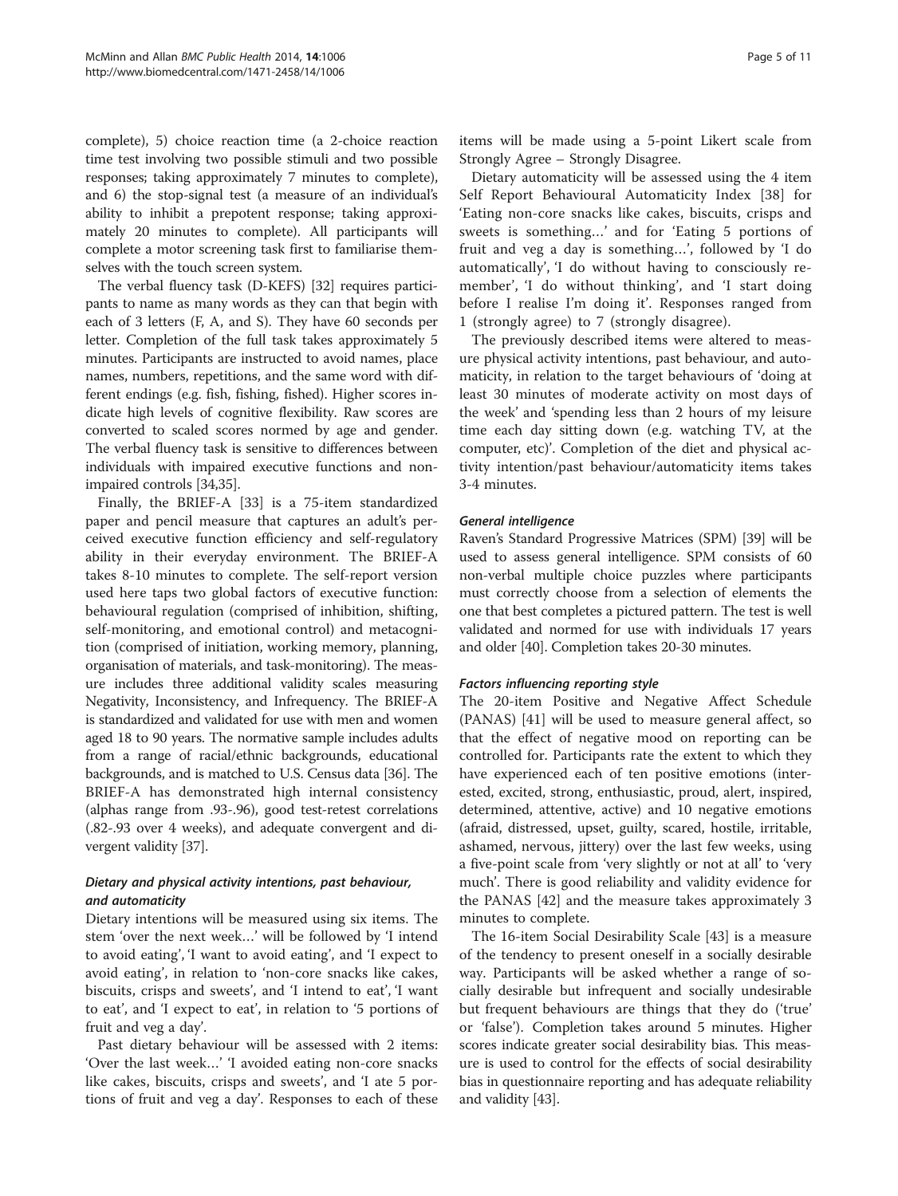complete), 5) choice reaction time (a 2-choice reaction time test involving two possible stimuli and two possible responses; taking approximately 7 minutes to complete), and 6) the stop-signal test (a measure of an individual's ability to inhibit a prepotent response; taking approximately 20 minutes to complete). All participants will complete a motor screening task first to familiarise themselves with the touch screen system.

The verbal fluency task (D-KEFS) [32] requires participants to name as many words as they can that begin with each of 3 letters (F, A, and S). They have 60 seconds per letter. Completion of the full task takes approximately 5 minutes. Participants are instructed to avoid names, place names, numbers, repetitions, and the same word with different endings (e.g. fish, fishing, fished). Higher scores indicate high levels of cognitive flexibility. Raw scores are converted to scaled scores normed by age and gender. The verbal fluency task is sensitive to differences between individuals with impaired executive functions and non-impaired controls [34,35].

Finally, the BRIEF-A [33] is a 75-item standardized paper and pencil measure that captures an adult's perceived executive function efficiency and self-regulatory ability in their everyday environment. The BRIEF-A takes 8-10 minutes to complete. The self-report version used here taps two global factors of executive function: behavioural regulation (comprised of inhibition, shifting, self-monitoring, and emotional control) and metacognition (comprised of initiation, working memory, planning, organisation of materials, and task-monitoring). The measure includes three additional validity scales measuring Negativity, Inconsistency, and Infrequency. The BRIEF-A is standardized and validated for use with men and women aged 18 to 90 years. The normative sample includes adults from a range of racial/ethnic backgrounds, educational backgrounds, and is matched to U.S. Census data [36]. The BRIEF-A has demonstrated high internal consistency (alphas range from .93-.96), good test-retest correlations (.82-.93 over 4 weeks), and adequate convergent and divergent validity [37].

#### *Dietary and physical activity intentions, past behaviour, and automaticity*

Dietary intentions will be measured using six items. The stem 'over the next week…' will be followed by 'I intend to avoid eating', 'I want to avoid eating', and 'I expect to avoid eating', in relation to 'non-core snacks like cakes, biscuits, crisps and sweets', and 'I intend to eat', 'I want to eat', and 'I expect to eat', in relation to '5 portions of fruit and veg a day'.

Past dietary behaviour will be assessed with 2 items: 'Over the last week…' 'I avoided eating non-core snacks like cakes, biscuits, crisps and sweets', and 'I ate 5 portions of fruit and veg a day'. Responses to each of these items will be made using a 5-point Likert scale from Strongly Agree – Strongly Disagree.

Dietary automaticity will be assessed using the 4 item Self Report Behavioural Automaticity Index [38] for 'Eating non-core snacks like cakes, biscuits, crisps and sweets is something…' and for 'Eating 5 portions of fruit and veg a day is something…', followed by 'I do automatically', 'I do without having to consciously remember', 'I do without thinking', and 'I start doing before I realise I'm doing it'. Responses ranged from 1 (strongly agree) to 7 (strongly disagree).

The previously described items were altered to measure physical activity intentions, past behaviour, and automaticity, in relation to the target behaviours of 'doing at least 30 minutes of moderate activity on most days of the week' and 'spending less than 2 hours of my leisure time each day sitting down (e.g. watching TV, at the computer, etc)'. Completion of the diet and physical activity intention/past behaviour/automaticity items takes 3-4 minutes.

#### *General intelligence*

Raven's Standard Progressive Matrices (SPM) [39] will be used to assess general intelligence. SPM consists of 60 non-verbal multiple choice puzzles where participants must correctly choose from a selection of elements the one that best completes a pictured pattern. The test is well validated and normed for use with individuals 17 years and older [40]. Completion takes 20-30 minutes.

#### *Factors influencing reporting style*

The 20-item Positive and Negative Affect Schedule (PANAS) [41] will be used to measure general affect, so that the effect of negative mood on reporting can be controlled for. Participants rate the extent to which they have experienced each of ten positive emotions (interested, excited, strong, enthusiastic, proud, alert, inspired, determined, attentive, active) and 10 negative emotions (afraid, distressed, upset, guilty, scared, hostile, irritable, ashamed, nervous, jittery) over the last few weeks, using a five-point scale from 'very slightly or not at all' to 'very much'. There is good reliability and validity evidence for the PANAS [42] and the measure takes approximately 3 minutes to complete.

The 16-item Social Desirability Scale [43] is a measure of the tendency to present oneself in a socially desirable way. Participants will be asked whether a range of socially desirable but infrequent and socially undesirable but frequent behaviours are things that they do ('true' or 'false'). Completion takes around 5 minutes. Higher scores indicate greater social desirability bias. This measure is used to control for the effects of social desirability bias in questionnaire reporting and has adequate reliability and validity [43].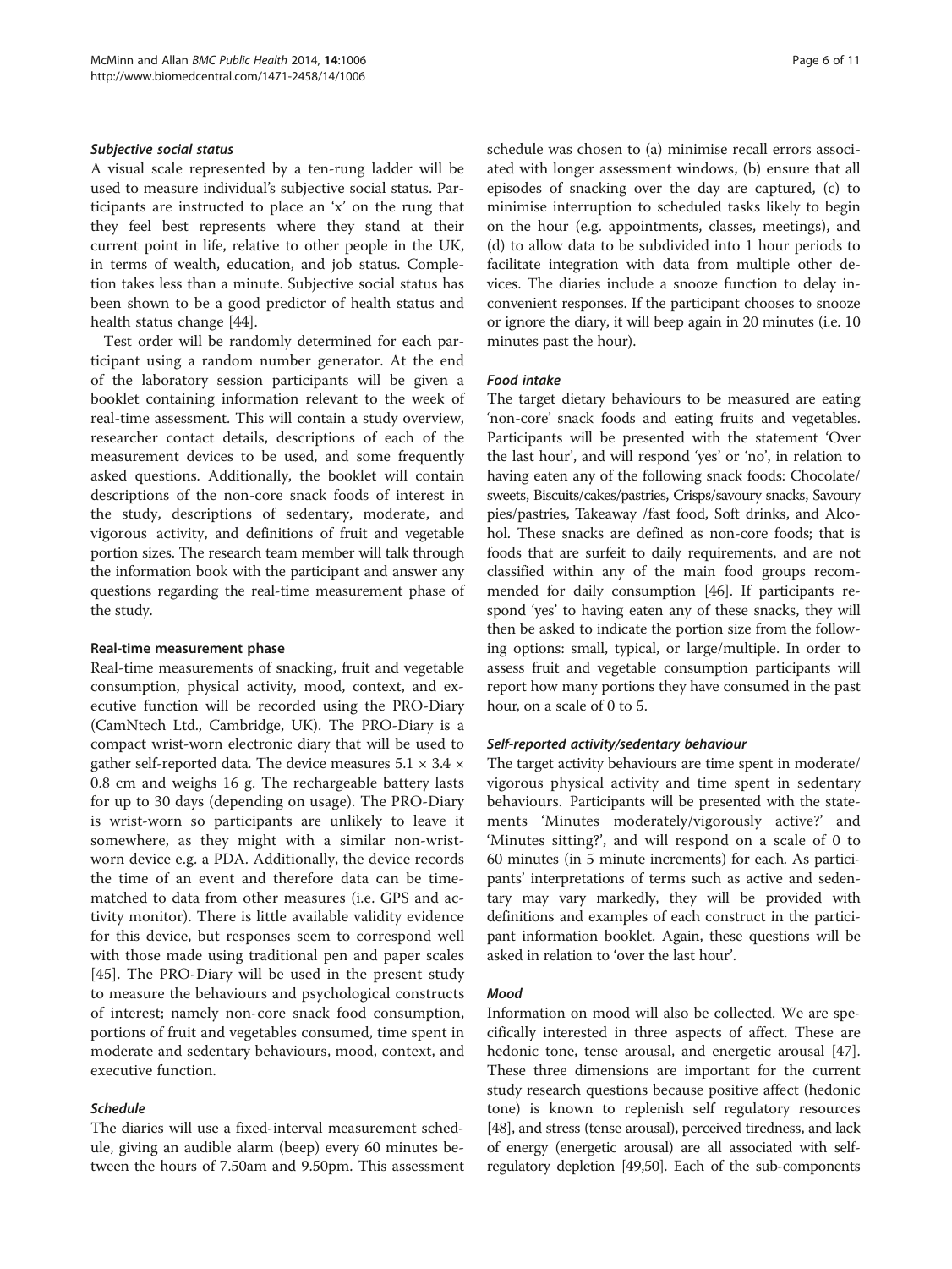#### *Subjective social status*

A visual scale represented by a ten-rung ladder will be used to measure individual's subjective social status. Participants are instructed to place an 'x' on the rung that they feel best represents where they stand at their current point in life, relative to other people in the UK, in terms of wealth, education, and job status. Completion takes less than a minute. Subjective social status has been shown to be a good predictor of health status and health status change [44].

Test order will be randomly determined for each participant using a random number generator. At the end of the laboratory session participants will be given a booklet containing information relevant to the week of real-time assessment. This will contain a study overview, researcher contact details, descriptions of each of the measurement devices to be used, and some frequently asked questions. Additionally, the booklet will contain descriptions of the non-core snack foods of interest in the study, descriptions of sedentary, moderate, and vigorous activity, and definitions of fruit and vegetable portion sizes. The research team member will talk through the information book with the participant and answer any questions regarding the real-time measurement phase of the study.

### Real-time measurement phase

Real-time measurements of snacking, fruit and vegetable consumption, physical activity, mood, context, and executive function will be recorded using the PRO-Diary (CamNtech Ltd., Cambridge, UK). The PRO-Diary is a compact wrist-worn electronic diary that will be used to gather self-reported data. The device measures $5.1 \times 3.4 \times 0.8$ cm and weighs 16 g. The rechargeable battery lasts for up to 30 days (depending on usage). The PRO-Diary is wrist-worn so participants are unlikely to leave it somewhere, as they might with a similar non-wrist-worn device e.g. a PDA. Additionally, the device records the time of an event and therefore data can be time-matched to data from other measures (i.e. GPS and activity monitor). There is little available validity evidence for this device, but responses seem to correspond well with those made using traditional pen and paper scales [45]. The PRO-Diary will be used in the present study to measure the behaviours and psychological constructs of interest; namely non-core snack food consumption, portions of fruit and vegetables consumed, time spent in moderate and sedentary behaviours, mood, context, and executive function.

#### *Schedule*

The diaries will use a fixed-interval measurement schedule, giving an audible alarm (beep) every 60 minutes between the hours of 7.50am and 9.50pm. This assessment schedule was chosen to (a) minimise recall errors associated with longer assessment windows, (b) ensure that all episodes of snacking over the day are captured, (c) to minimise interruption to scheduled tasks likely to begin on the hour (e.g. appointments, classes, meetings), and (d) to allow data to be subdivided into 1 hour periods to facilitate integration with data from multiple other devices. The diaries include a snooze function to delay inconvenient responses. If the participant chooses to snooze or ignore the diary, it will beep again in 20 minutes (i.e. 10 minutes past the hour).

#### *Food intake*

The target dietary behaviours to be measured are eating 'non-core' snack foods and eating fruits and vegetables. Participants will be presented with the statement 'Over the last hour', and will respond 'yes' or 'no', in relation to having eaten any of the following snack foods: Chocolate/sweets, Biscuits/cakes/pastries, Crisps/savoury snacks, Savoury pies/pastries, Takeaway /fast food, Soft drinks, and Alcohol. These snacks are defined as non-core foods; that is foods that are surfeit to daily requirements, and are not classified within any of the main food groups recommended for daily consumption [46]. If participants respond 'yes' to having eaten any of these snacks, they will then be asked to indicate the portion size from the following options: small, typical, or large/multiple. In order to assess fruit and vegetable consumption participants will report how many portions they have consumed in the past hour, on a scale of 0 to 5.

#### *Self-reported activity/sedentary behaviour*

The target activity behaviours are time spent in moderate/vigorous physical activity and time spent in sedentary behaviours. Participants will be presented with the statements 'Minutes moderately/vigorously active?' and 'Minutes sitting?', and will respond on a scale of 0 to 60 minutes (in 5 minute increments) for each. As participants' interpretations of terms such as active and sedentary may vary markedly, they will be provided with definitions and examples of each construct in the participant information booklet. Again, these questions will be asked in relation to 'over the last hour'.

#### *Mood*

Information on mood will also be collected. We are specifically interested in three aspects of affect. These are hedonic tone, tense arousal, and energetic arousal [47]. These three dimensions are important for the current study research questions because positive affect (hedonic tone) is known to replenish self regulatory resources [48], and stress (tense arousal), perceived tiredness, and lack of energy (energetic arousal) are all associated with self-regulatory depletion [49,50]. Each of the sub-components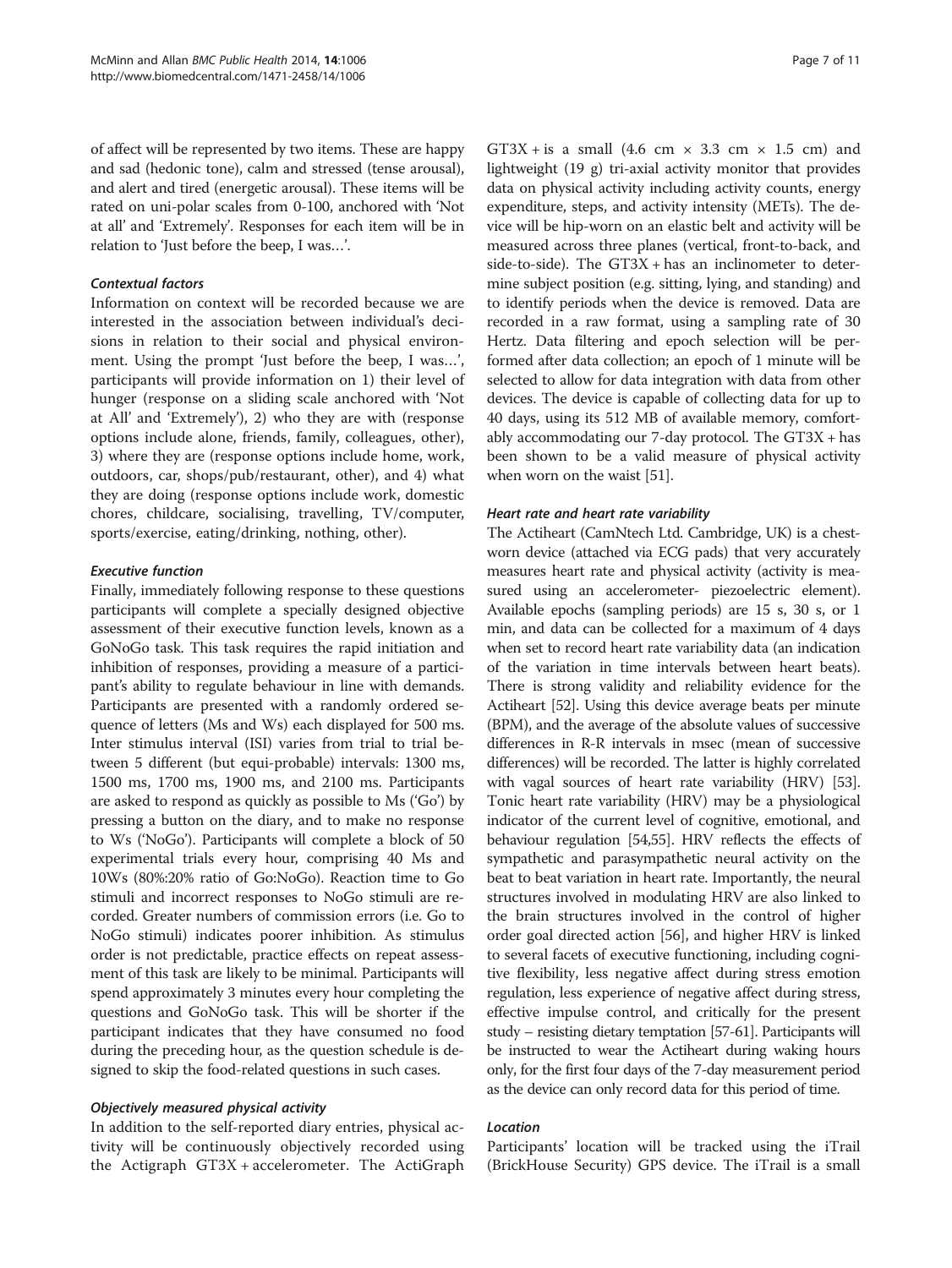of affect will be represented by two items. These are happy and sad (hedonic tone), calm and stressed (tense arousal), and alert and tired (energetic arousal). These items will be rated on uni-polar scales from 0-100, anchored with 'Not at all' and 'Extremely'. Responses for each item will be in relation to 'Just before the beep, I was…'.

#### *Contextual factors*

Information on context will be recorded because we are interested in the association between individual's decisions in relation to their social and physical environment. Using the prompt 'Just before the beep, I was…', participants will provide information on 1) their level of hunger (response on a sliding scale anchored with 'Not at All' and 'Extremely'), 2) who they are with (response options include alone, friends, family, colleagues, other), 3) where they are (response options include home, work, outdoors, car, shops/pub/restaurant, other), and 4) what they are doing (response options include work, domestic chores, childcare, socialising, travelling, TV/computer, sports/exercise, eating/drinking, nothing, other).

#### *Executive function*

Finally, immediately following response to these questions participants will complete a specially designed objective assessment of their executive function levels, known as a GoNoGo task. This task requires the rapid initiation and inhibition of responses, providing a measure of a participant's ability to regulate behaviour in line with demands. Participants are presented with a randomly ordered sequence of letters (Ms and Ws) each displayed for 500 ms. Inter stimulus interval (ISI) varies from trial to trial between 5 different (but equi-probable) intervals: 1300 ms, 1500 ms, 1700 ms, 1900 ms, and 2100 ms. Participants are asked to respond as quickly as possible to Ms ('Go') by pressing a button on the diary, and to make no response to Ws ('NoGo'). Participants will complete a block of 50 experimental trials every hour, comprising 40 Ms and 10Ws (80%:20% ratio of Go:NoGo). Reaction time to Go stimuli and incorrect responses to NoGo stimuli are recorded. Greater numbers of commission errors (i.e. Go to NoGo stimuli) indicates poorer inhibition. As stimulus order is not predictable, practice effects on repeat assessment of this task are likely to be minimal. Participants will spend approximately 3 minutes every hour completing the questions and GoNoGo task. This will be shorter if the participant indicates that they have consumed no food during the preceding hour, as the question schedule is designed to skip the food-related questions in such cases.

#### *Objectively measured physical activity*

In addition to the self-reported diary entries, physical activity will be continuously objectively recorded using the Actigraph GT3X + accelerometer. The ActiGraph GT3X + is a small (4.6 cm × 3.3 cm × 1.5 cm) and lightweight (19 g) tri-axial activity monitor that provides data on physical activity including activity counts, energy expenditure, steps, and activity intensity (METs). The device will be hip-worn on an elastic belt and activity will be measured across three planes (vertical, front-to-back, and side-to-side). The GT3X + has an inclinometer to determine subject position (e.g. sitting, lying, and standing) and to identify periods when the device is removed. Data are recorded in a raw format, using a sampling rate of 30 Hertz. Data filtering and epoch selection will be performed after data collection; an epoch of 1 minute will be selected to allow for data integration with data from other devices. The device is capable of collecting data for up to 40 days, using its 512 MB of available memory, comfortably accommodating our 7-day protocol. The GT3X + has been shown to be a valid measure of physical activity when worn on the waist [51].

#### *Heart rate and heart rate variability*

The Actiheart (CamNtech Ltd. Cambridge, UK) is a chest-worn device (attached via ECG pads) that very accurately measures heart rate and physical activity (activity is measured using an accelerometer- piezoelectric element). Available epochs (sampling periods) are 15 s, 30 s, or 1 min, and data can be collected for a maximum of 4 days when set to record heart rate variability data (an indication of the variation in time intervals between heart beats). There is strong validity and reliability evidence for the Actiheart [52]. Using this device average beats per minute (BPM), and the average of the absolute values of successive differences in R-R intervals in msec (mean of successive differences) will be recorded. The latter is highly correlated with vagal sources of heart rate variability (HRV) [53]. Tonic heart rate variability (HRV) may be a physiological indicator of the current level of cognitive, emotional, and behaviour regulation [54,55]. HRV reflects the effects of sympathetic and parasympathetic neural activity on the beat to beat variation in heart rate. Importantly, the neural structures involved in modulating HRV are also linked to the brain structures involved in the control of higher order goal directed action [56], and higher HRV is linked to several facets of executive functioning, including cognitive flexibility, less negative affect during stress emotion regulation, less experience of negative affect during stress, effective impulse control, and critically for the present study – resisting dietary temptation [57-61]. Participants will be instructed to wear the Actiheart during waking hours only, for the first four days of the 7-day measurement period as the device can only record data for this period of time.

#### *Location*

Participants' location will be tracked using the iTrail (BrickHouse Security) GPS device. The iTrail is a small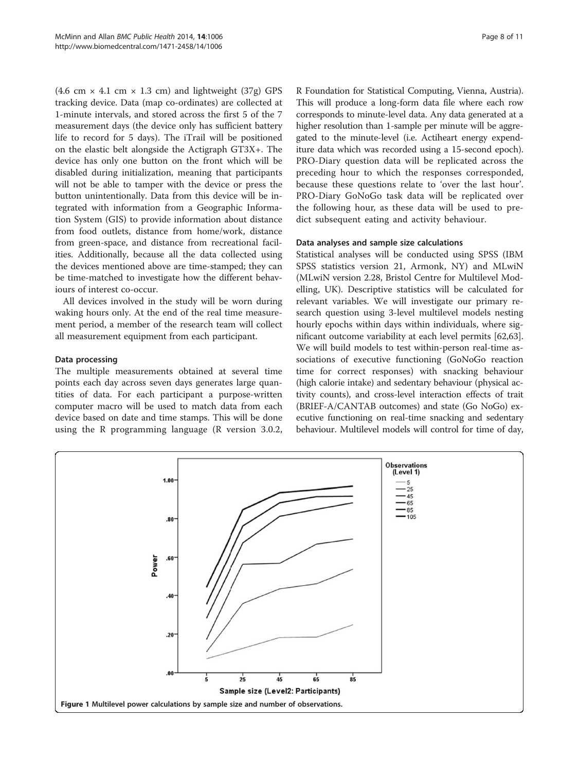(4.6 cm × 4.1 cm × 1.3 cm) and lightweight (37g) GPS tracking device. Data (map co-ordinates) are collected at 1-minute intervals, and stored across the first 5 of the 7 measurement days (the device only has sufficient battery life to record for 5 days). The iTrail will be positioned on the elastic belt alongside the Actigraph GT3X+. The device has only one button on the front which will be disabled during initialization, meaning that participants will not be able to tamper with the device or press the button unintentionally. Data from this device will be integrated with information from a Geographic Information System (GIS) to provide information about distance from food outlets, distance from home/work, distance from green-space, and distance from recreational facilities. Additionally, because all the data collected using the devices mentioned above are time-stamped; they can be time-matched to investigate how the different behaviours of interest co-occur.

All devices involved in the study will be worn during waking hours only. At the end of the real time measurement period, a member of the research team will collect all measurement equipment from each participant.

### Data processing

The multiple measurements obtained at several time points each day across seven days generates large quantities of data. For each participant a purpose-written computer macro will be used to match data from each device based on date and time stamps. This will be done using the R programming language (R version 3.0.2, R Foundation for Statistical Computing, Vienna, Austria). This will produce a long-form data file where each row corresponds to minute-level data. Any data generated at a higher resolution than 1-sample per minute will be aggregated to the minute-level (i.e. Actiheart energy expenditure data which was recorded using a 15-second epoch). PRO-Diary question data will be replicated across the preceding hour to which the responses corresponded, because these questions relate to 'over the last hour'. PRO-Diary GoNoGo task data will be replicated over the following hour, as these data will be used to predict subsequent eating and activity behaviour.

### Data analyses and sample size calculations

Statistical analyses will be conducted using SPSS (IBM SPSS statistics version 21, Armonk, NY) and MLwiN (MLwiN version 2.28, Bristol Centre for Multilevel Modelling, UK). Descriptive statistics will be calculated for relevant variables. We will investigate our primary research question using 3-level multilevel models nesting hourly epochs within days within individuals, where significant outcome variability at each level permits [62,63]. We will build models to test within-person real-time associations of executive functioning (GoNoGo reaction time for correct responses) with snacking behaviour (high calorie intake) and sedentary behaviour (physical activity counts), and cross-level interaction effects of trait (BRIEF-A/CANTAB outcomes) and state (Go NoGo) executive functioning on real-time snacking and sedentary behaviour. Multilevel models will control for time of day,

Observations (Level 1)
5
25
45
65
85
105

Power
1.00
.80
.60
.40
.20
.00

Sample size (Level2: Participants)
5 25 45 65 85

**Figure 1** Multilevel power calculations by sample size and number of observations.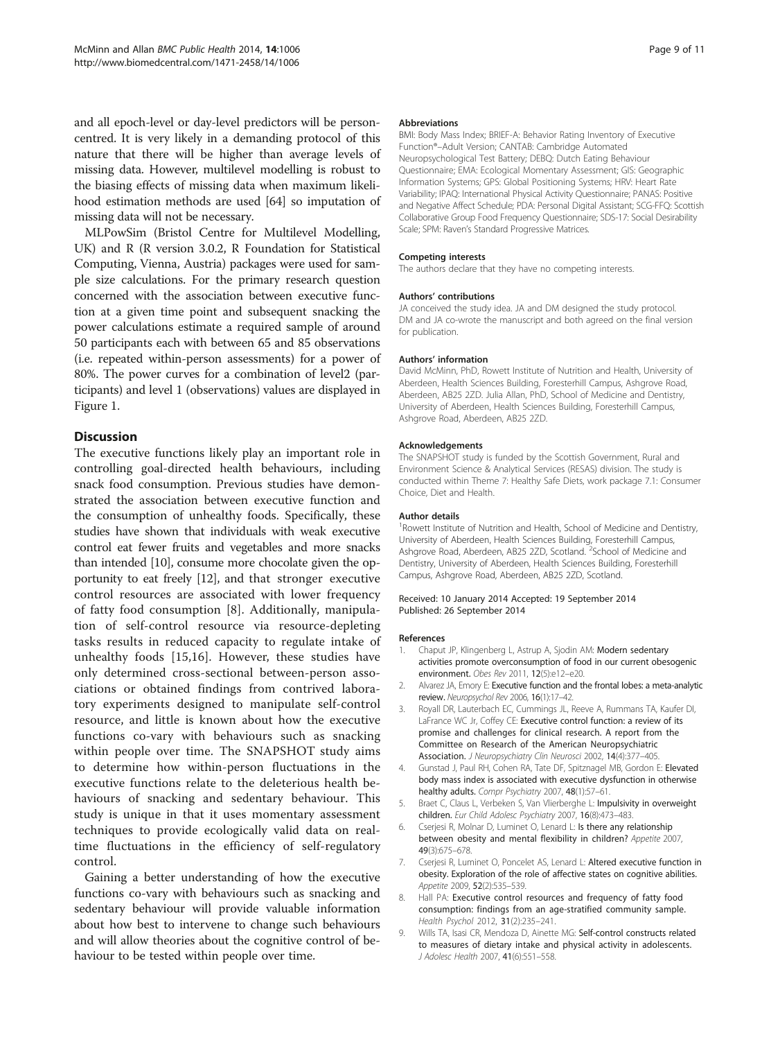and all epoch-level or day-level predictors will be person-centred. It is very likely in a demanding protocol of this nature that there will be higher than average levels of missing data. However, multilevel modelling is robust to the biasing effects of missing data when maximum likelihood estimation methods are used [64] so imputation of missing data will not be necessary.

MLPowSim (Bristol Centre for Multilevel Modelling, UK) and R (R version 3.0.2, R Foundation for Statistical Computing, Vienna, Austria) packages were used for sample size calculations. For the primary research question concerned with the association between executive function at a given time point and subsequent snacking the power calculations estimate a required sample of around 50 participants each with between 65 and 85 observations (i.e. repeated within-person assessments) for a power of 80%. The power curves for a combination of level2 (participants) and level 1 (observations) values are displayed in Figure 1.

## Discussion

The executive functions likely play an important role in controlling goal-directed health behaviours, including snack food consumption. Previous studies have demonstrated the association between executive function and the consumption of unhealthy foods. Specifically, these studies have shown that individuals with weak executive control eat fewer fruits and vegetables and more snacks than intended [10], consume more chocolate given the opportunity to eat freely [12], and that stronger executive control resources are associated with lower frequency of fatty food consumption [8]. Additionally, manipulation of self-control resource via resource-depleting tasks results in reduced capacity to regulate intake of unhealthy foods [15,16]. However, these studies have only determined cross-sectional between-person associations or obtained findings from contrived laboratory experiments designed to manipulate self-control resource, and little is known about how the executive functions co-vary with behaviours such as snacking within people over time. The SNAPSHOT study aims to determine how within-person fluctuations in the executive functions relate to the deleterious health behaviours of snacking and sedentary behaviour. This study is unique in that it uses momentary assessment techniques to provide ecologically valid data on real-time fluctuations in the efficiency of self-regulatory control.

Gaining a better understanding of how the executive functions co-vary with behaviours such as snacking and sedentary behaviour will provide valuable information about how best to intervene to change such behaviours and will allow theories about the cognitive control of behaviour to be tested within people over time.

#### Abbreviations

BMI: Body Mass Index; BRIEF-A: Behavior Rating Inventory of Executive Function®–Adult Version; CANTAB: Cambridge Automated Neuropsychological Test Battery; DEBQ: Dutch Eating Behaviour Questionnaire; EMA: Ecological Momentary Assessment; GIS: Geographic Information Systems; GPS: Global Positioning Systems; HRV: Heart Rate Variability; IPAQ: International Physical Activity Questionnaire; PANAS: Positive and Negative Affect Schedule; PDA: Personal Digital Assistant; SCG-FFQ: Scottish Collaborative Group Food Frequency Questionnaire; SDS-17: Social Desirability Scale; SPM: Raven's Standard Progressive Matrices.

#### Competing interests

The authors declare that they have no competing interests.

#### Authors' contributions

JA conceived the study idea. JA and DM designed the study protocol. DM and JA co-wrote the manuscript and both agreed on the final version for publication.

#### Authors' information

David McMinn, PhD, Rowett Institute of Nutrition and Health, University of Aberdeen, Health Sciences Building, Foresterhill Campus, Ashgrove Road, Aberdeen, AB25 2ZD. Julia Allan, PhD, School of Medicine and Dentistry, University of Aberdeen, Health Sciences Building, Foresterhill Campus, Ashgrove Road, Aberdeen, AB25 2ZD.

#### Acknowledgements

The SNAPSHOT study is funded by the Scottish Government, Rural and Environment Science & Analytical Services (RESAS) division. The study is conducted within Theme 7: Healthy Safe Diets, work package 7.1: Consumer Choice, Diet and Health.

#### Author details

[1]Rowett Institute of Nutrition and Health, School of Medicine and Dentistry, University of Aberdeen, Health Sciences Building, Foresterhill Campus, Ashgrove Road, Aberdeen, AB25 2ZD, Scotland. [2]School of Medicine and Dentistry, University of Aberdeen, Health Sciences Building, Foresterhill Campus, Ashgrove Road, Aberdeen, AB25 2ZD, Scotland.

Received: 10 January 2014 Accepted: 19 September 2014
Published: 26 September 2014

#### References

1. Chaput JP, Klingenberg L, Astrup A, Sjodin AM: **Modern sedentary activities promote overconsumption of food in our current obesogenic environment.** *Obes Rev* 2011, **12**(5):e12–e20.
2. Alvarez JA, Emory E: **Executive function and the frontal lobes: a meta-analytic review.** *Neuropsychol Rev* 2006, **16**(1):17–42.
3. Royall DR, Lauterbach EC, Cummings JL, Reeve A, Rummans TA, Kaufer DI, LaFrance WC Jr, Coffey CE: **Executive control function: a review of its promise and challenges for clinical research. A report from the Committee on Research of the American Neuropsychiatric Association.** *J Neuropsychiatry Clin Neurosci* 2002, **14**(4):377–405.
4. Gunstad J, Paul RH, Cohen RA, Tate DF, Spitznagel MB, Gordon E: **Elevated body mass index is associated with executive dysfunction in otherwise healthy adults.** *Compr Psychiatry* 2007, **48**(1):57–61.
5. Braet C, Claus L, Verbeken S, Van Vlierberghe L: **Impulsivity in overweight children.** *Eur Child Adolesc Psychiatry* 2007, **16**(8):473–483.
6. Cserjesi R, Molnar D, Luminet O, Lenard L: **Is there any relationship between obesity and mental flexibility in children?** *Appetite* 2007, **49**(3):675–678.
7. Cserjesi R, Luminet O, Poncelet AS, Lenard L: **Altered executive function in obesity. Exploration of the role of affective states on cognitive abilities.** *Appetite* 2009, **52**(2):535–539.
8. Hall PA: **Executive control resources and frequency of fatty food consumption: findings from an age-stratified community sample.** *Health Psychol* 2012, **31**(2):235–241.
9. Wills TA, Isasi CR, Mendoza D, Ainette MG: **Self-control constructs related to measures of dietary intake and physical activity in adolescents.** *J Adolesc Health* 2007, **41**(6):551–558.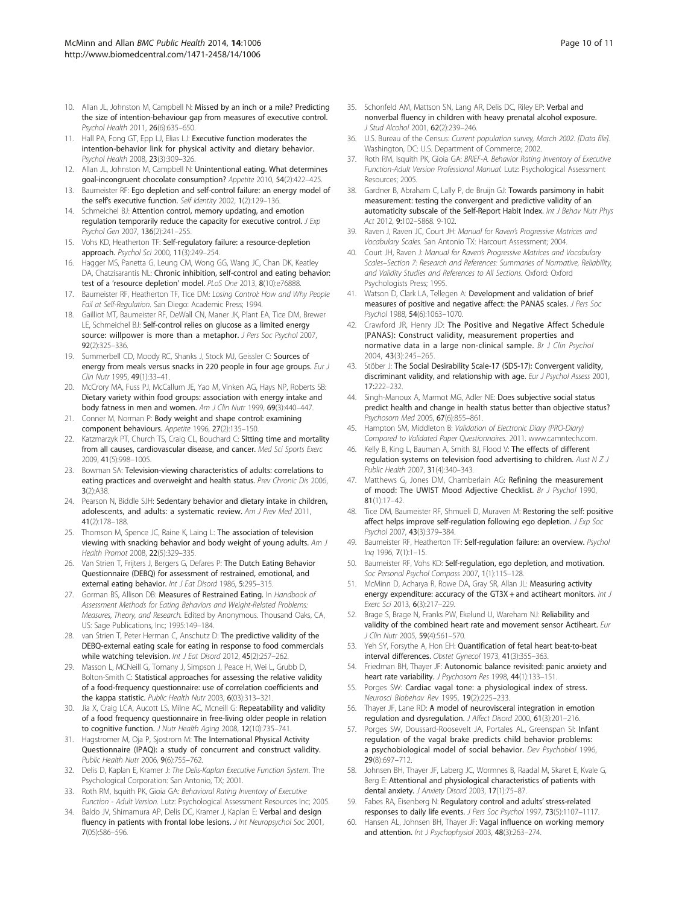10. Allan JL, Johnston M, Campbell N: **Missed by an inch or a mile? Predicting the size of intention-behaviour gap from measures of executive control.** *Psychol Health* 2011, **26**(6):635–650.
11. Hall PA, Fong GT, Epp LJ, Elias LJ: **Executive function moderates the intention-behavior link for physical activity and dietary behavior.** *Psychol Health* 2008, **23**(3):309–326.
12. Allan JL, Johnston M, Campbell N: **Unintentional eating. What determines goal-incongruent chocolate consumption?** *Appetite* 2010, **54**(2):422–425.
13. Baumeister RF: **Ego depletion and self-control failure: an energy model of the self's executive function.** *Self Identity* 2002, **1**(2):129–136.
14. Schmeichel BJ: **Attention control, memory updating, and emotion regulation temporarily reduce the capacity for executive control.** *J Exp Psychol Gen* 2007, **136**(2):241–255.
15. Vohs KD, Heatherton TF: **Self-regulatory failure: a resource-depletion approach.** *Psychol Sci* 2000, **11**(3):249–254.
16. Hagger MS, Panetta G, Leung CM, Wong GG, Wang JC, Chan DK, Keatley DA, Chatzisarantis NL: **Chronic inhibition, self-control and eating behavior: test of a 'resource depletion' model.** *PLoS One* 2013, **8**(10):e76888.
17. Baumeister RF, Heatherton TF, Tice DM: *Losing Control: How and Why People Fail at Self-Regulation.* San Diego: Academic Press; 1994.
18. Gailliot MT, Baumeister RF, DeWall CN, Maner JK, Plant EA, Tice DM, Brewer LE, Schmeichel BJ: **Self-control relies on glucose as a limited energy source: willpower is more than a metaphor.** *J Pers Soc Psychol* 2007, **92**(2):325–336.
19. Summerbell CD, Moody RC, Shanks J, Stock MJ, Geissler C: **Sources of energy from meals versus snacks in 220 people in four age groups.** *Eur J Clin Nutr* 1995, **49**(1):33–41.
20. McCrory MA, Fuss PJ, McCallum JE, Yao M, Vinken AG, Hays NP, Roberts SB: **Dietary variety within food groups: association with energy intake and body fatness in men and women.** *Am J Clin Nutr* 1999, **69**(3):440–447.
21. Conner M, Norman P: **Body weight and shape control: examining component behaviours.** *Appetite* 1996, **27**(2):135–150.
22. Katzmarzyk PT, Church TS, Craig CL, Bouchard C: **Sitting time and mortality from all causes, cardiovascular disease, and cancer.** *Med Sci Sports Exerc* 2009, **41**(5):998–1005.
23. Bowman SA: **Television-viewing characteristics of adults: correlations to eating practices and overweight and health status.** *Prev Chronic Dis* 2006, **3**(2):A38.
24. Pearson N, Biddle SJH: **Sedentary behavior and dietary intake in children, adolescents, and adults: a systematic review.** *Am J Prev Med* 2011, **41**(2):178–188.
25. Thomson M, Spence JC, Raine K, Laing L: **The association of television viewing with snacking behavior and body weight of young adults.** *Am J Health Promot* 2008, **22**(5):329–335.
26. Van Strien T, Frijters J, Bergers G, Defares P: **The Dutch Eating Behavior Questionnaire (DEBQ) for assessment of restrained, emotional, and external eating behavior.** *Int J Eat Disord* 1986, **5**:295–315.
27. Gorman BS, Allison DB: **Measures of Restrained Eating.** In *Handbook of Assessment Methods for Eating Behaviors and Weight-Related Problems: Measures, Theory, and Research.* Edited by Anonymous. Thousand Oaks, CA, US: Sage Publications, Inc; 1995:149–184.
28. van Strien T, Peter Herman C, Anschutz D: **The predictive validity of the DEBQ-external eating scale for eating in response to food commercials while watching television.** *Int J Eat Disord* 2012, **45**(2):257–262.
29. Masson L, MCNeill G, Tomany J, Simpson J, Peace H, Wei L, Grubb D, Bolton-Smith C: **Statistical approaches for assessing the relative validity of a food-frequency questionnaire: use of correlation coefficients and the kappa statistic.** *Public Health Nutr* 2003, **6**(03):313–321.
30. Jia X, Craig LCA, Aucott LS, Milne AC, Mcneill G: **Repeatability and validity of a food frequency questionnaire in free-living older people in relation to cognitive function.** *J Nutr Health Aging* 2008, **12**(10):735–741.
31. Hagstromer M, Oja P, Sjostrom M: **The International Physical Activity Questionnaire (IPAQ): a study of concurrent and construct validity.** *Public Health Nutr* 2006, **9**(6):755–762.
32. Delis D, Kaplan E, Kramer J: *The Delis-Kaplan Executive Function System.* The Psychological Corporation: San Antonio, TX; 2001.
33. Roth RM, Isquith PK, Gioia GA: *Behavioral Rating Inventory of Executive Function - Adult Version.* Lutz: Psychological Assessment Resources Inc; 2005.
34. Baldo JV, Shimamura AP, Delis DC, Kramer J, Kaplan E: **Verbal and design fluency in patients with frontal lobe lesions.** *J Int Neuropsychol Soc* 2001, **7**(05):586–596.
35. Schonfeld AM, Mattson SN, Lang AR, Delis DC, Riley EP: **Verbal and nonverbal fluency in children with heavy prenatal alcohol exposure.** *J Stud Alcohol* 2001, **62**(2):239–246.
36. U.S. Bureau of the Census: *Current population survey, March 2002. [Data file].* Washington, DC: U.S. Department of Commerce; 2002.
37. Roth RM, Isquith PK, Gioia GA: *BRIEF-A. Behavior Rating Inventory of Executive Function-Adult Version Professional Manual.* Lutz: Psychological Assessment Resources; 2005.
38. Gardner B, Abraham C, Lally P, de Bruijn GJ: **Towards parsimony in habit measurement: testing the convergent and predictive validity of an automaticity subscale of the Self-Report Habit Index.** *Int J Behav Nutr Phys Act* 2012, **9**:102–5868. 9-102.
39. Raven J, Raven JC, Court JH: *Manual for Raven's Progressive Matrices and Vocabulary Scales.* San Antonio TX: Harcourt Assessment; 2004.
40. Court JH, Raven J: *Manual for Raven's Progressive Matrices and Vocabulary Scales–Section 7: Research and References: Summaries of Normative, Reliability, and Validity Studies and References to All Sections.* Oxford: Oxford Psychologists Press; 1995.
41. Watson D, Clark LA, Tellegen A: **Development and validation of brief measures of positive and negative affect: the PANAS scales.** *J Pers Soc Psychol* 1988, **54**(6):1063–1070.
42. Crawford JR, Henry JD: **The Positive and Negative Affect Schedule (PANAS): Construct validity, measurement properties and normative data in a large non-clinical sample.** *Br J Clin Psychol* 2004, **43**(3):245–265.
43. Stöber J: **The Social Desirability Scale-17 (SDS-17): Convergent validity, discriminant validity, and relationship with age.** *Eur J Psychol Assess* 2001, **17**:222–232.
44. Singh-Manoux A, Marmot MG, Adler NE: **Does subjective social status predict health and change in health status better than objective status?** *Psychosom Med* 2005, **67**(6):855–861.
45. Hampton SM, Middleton B: *Validation of Electronic Diary (PRO-Diary) Compared to Validated Paper Questionnaires.* 2011. www.camntech.com.
46. Kelly B, King L, Bauman A, Smith BJ, Flood V: **The effects of different regulation systems on television food advertising to children.** *Aust N Z J Public Health* 2007, **31**(4):340–343.
47. Matthews G, Jones DM, Chamberlain AG: **Refining the measurement of mood: The UWIST Mood Adjective Checklist.** *Br J Psychol* 1990, **81**(1):17–42.
48. Tice DM, Baumeister RF, Shmueli D, Muraven M: **Restoring the self: positive affect helps improve self-regulation following ego depletion.** *J Exp Soc Psychol* 2007, **43**(3):379–384.
49. Baumeister RF, Heatherton TF: **Self-regulation failure: an overview.** *Psychol Inq* 1996, **7**(1):1–15.
50. Baumeister RF, Vohs KD: **Self-regulation, ego depletion, and motivation.** *Soc Personal Psychol Compass* 2007, **1**(1):115–128.
51. McMinn D, Acharya R, Rowe DA, Gray SR, Allan JL: **Measuring activity energy expenditure: accuracy of the GT3X + and actiheart monitors.** *Int J Exerc Sci* 2013, **6**(3):217–229.
52. Brage S, Brage N, Franks PW, Ekelund U, Wareham NJ: **Reliability and validity of the combined heart rate and movement sensor Actiheart.** *Eur J Clin Nutr* 2005, **59**(4):561–570.
53. Yeh SY, Forsythe A, Hon EH: **Quantification of fetal heart beat-to-beat interval differences.** *Obstet Gynecol* 1973, **41**(3):355–363.
54. Friedman BH, Thayer JF: **Autonomic balance revisited: panic anxiety and heart rate variability.** *J Psychosom Res* 1998, **44**(1):133–151.
55. Porges SW: **Cardiac vagal tone: a physiological index of stress.** *Neurosci Biobehav Rev* 1995, **19**(2):225–233.
56. Thayer JF, Lane RD: **A model of neurovisceral integration in emotion regulation and dysregulation.** *J Affect Disord* 2000, **61**(3):201–216.
57. Porges SW, Doussard-Roosevelt JA, Portales AL, Greenspan SI: **Infant regulation of the vagal brake predicts child behavior problems: a psychobiological model of social behavior.** *Dev Psychobiol* 1996, **29**(8):697–712.
58. Johnsen BH, Thayer JF, Laberg JC, Wormnes B, Raadal M, Skaret E, Kvale G, Berg E: **Attentional and physiological characteristics of patients with dental anxiety.** *J Anxiety Disord* 2003, **17**(1):75–87.
59. Fabes RA, Eisenberg N: **Regulatory control and adults' stress-related responses to daily life events.** *J Pers Soc Psychol* 1997, **73**(5):1107–1117.
60. Hansen AL, Johnsen BH, Thayer JF: **Vagal influence on working memory and attention.** *Int J Psychophysiol* 2003, **48**(3):263–274.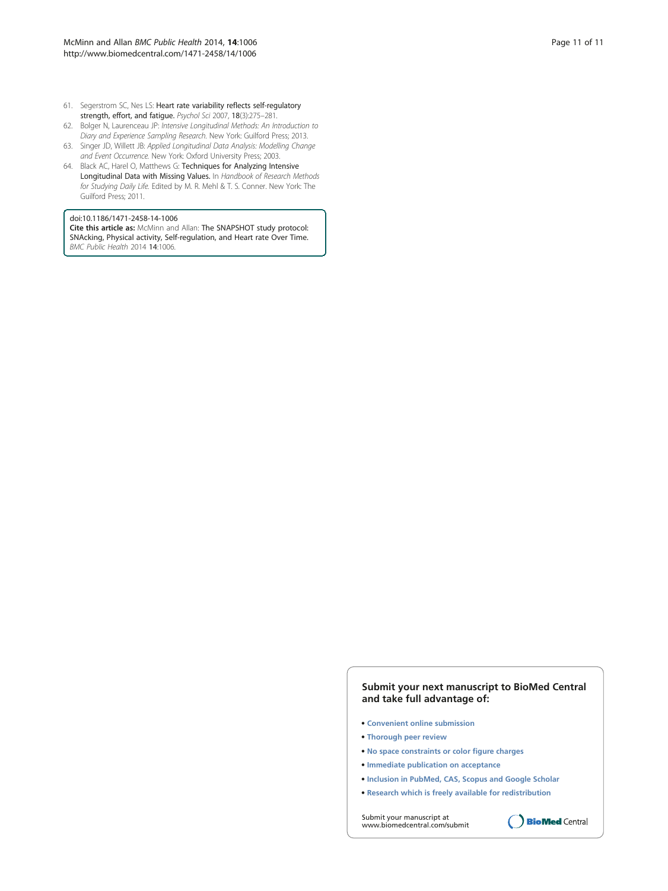61. Segerstrom SC, Nes LS: **Heart rate variability reflects self-regulatory strength, effort, and fatigue.** *Psychol Sci* 2007, **18**(3):275–281.
62. Bolger N, Laurenceau JP: *Intensive Longitudinal Methods: An Introduction to Diary and Experience Sampling Research.* New York: Guilford Press; 2013.
63. Singer JD, Willett JB: *Applied Longitudinal Data Analysis: Modelling Change and Event Occurrence.* New York: Oxford University Press; 2003.
64. Black AC, Harel O, Matthews G: **Techniques for Analyzing Intensive Longitudinal Data with Missing Values.** In *Handbook of Research Methods for Studying Daily Life.* Edited by M. R. Mehl & T. S. Conner. New York: The Guilford Press; 2011.

doi:10.1186/1471-2458-14-1006
**Cite this article as:** McMinn and Allan: The SNAPSHOT study protocol: SNAcking, Physical activity, Self-regulation, and Heart rate Over Time. *BMC Public Health* 2014 **14**:1006.

**Submit your next manuscript to BioMed Central and take full advantage of:**

- **Convenient online submission**
- **Thorough peer review**
- **No space constraints or color figure charges**
- **Immediate publication on acceptance**
- **Inclusion in PubMed, CAS, Scopus and Google Scholar**
- **Research which is freely available for redistribution**

Submit your manuscript at
www.biomedcentral.com/submit

BioMed Central